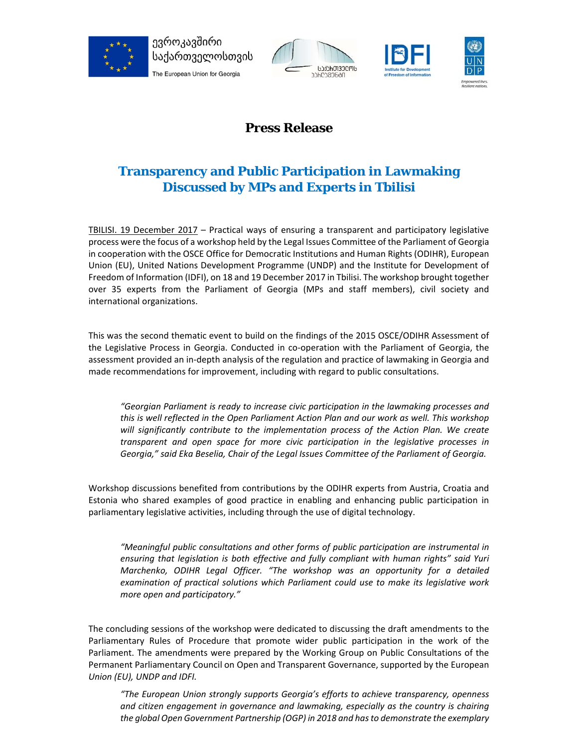ევროკავშირი საქართველოსთვის

The European Union for Georgia

საქართველოს პარლამენტი

IDFI Institute for Development of Freedom of Information

UNDP Empowered lives. Resilient nations.

# Press Release

## Transparency and Public Participation in Lawmaking Discussed by MPs and Experts in Tbilisi

TBILISI. 19 December 2017 – Practical ways of ensuring a transparent and participatory legislative process were the focus of a workshop held by the Legal Issues Committee of the Parliament of Georgia in cooperation with the OSCE Office for Democratic Institutions and Human Rights (ODIHR), European Union (EU), United Nations Development Programme (UNDP) and the Institute for Development of Freedom of Information (IDFI), on 18 and 19 December 2017 in Tbilisi. The workshop brought together over 35 experts from the Parliament of Georgia (MPs and staff members), civil society and international organizations.

This was the second thematic event to build on the findings of the 2015 OSCE/ODIHR Assessment of the Legislative Process in Georgia. Conducted in co-operation with the Parliament of Georgia, the assessment provided an in-depth analysis of the regulation and practice of lawmaking in Georgia and made recommendations for improvement, including with regard to public consultations.

> *"Georgian Parliament is ready to increase civic participation in the lawmaking processes and this is well reflected in the Open Parliament Action Plan and our work as well. This workshop will significantly contribute to the implementation process of the Action Plan. We create transparent and open space for more civic participation in the legislative processes in Georgia," said Eka Beselia, Chair of the Legal Issues Committee of the Parliament of Georgia.*

Workshop discussions benefited from contributions by the ODIHR experts from Austria, Croatia and Estonia who shared examples of good practice in enabling and enhancing public participation in parliamentary legislative activities, including through the use of digital technology.

> *"Meaningful public consultations and other forms of public participation are instrumental in ensuring that legislation is both effective and fully compliant with human rights" said Yuri Marchenko, ODIHR Legal Officer. "The workshop was an opportunity for a detailed examination of practical solutions which Parliament could use to make its legislative work more open and participatory."*

The concluding sessions of the workshop were dedicated to discussing the draft amendments to the Parliamentary Rules of Procedure that promote wider public participation in the work of the Parliament. The amendments were prepared by the Working Group on Public Consultations of the Permanent Parliamentary Council on Open and Transparent Governance, supported by the European *Union (EU), UNDP and IDFI.*

> *"The European Union strongly supports Georgia's efforts to achieve transparency, openness and citizen engagement in governance and lawmaking, especially as the country is chairing the global Open Government Partnership (OGP) in 2018 and has to demonstrate the exemplary*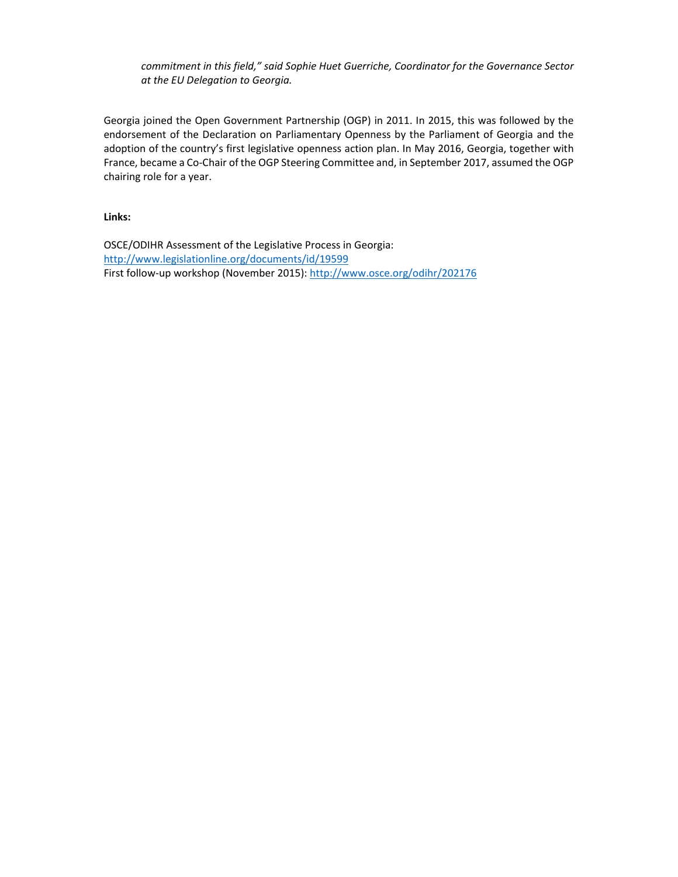*commitment in this field," said Sophie Huet Guerriche, Coordinator for the Governance Sector at the EU Delegation to Georgia.*

Georgia joined the Open Government Partnership (OGP) in 2011. In 2015, this was followed by the endorsement of the Declaration on Parliamentary Openness by the Parliament of Georgia and the adoption of the country's first legislative openness action plan. In May 2016, Georgia, together with France, became a Co-Chair of the OGP Steering Committee and, in September 2017, assumed the OGP chairing role for a year.

**Links:**

OSCE/ODIHR Assessment of the Legislative Process in Georgia:
http://www.legislationline.org/documents/id/19599
First follow-up workshop (November 2015): http://www.osce.org/odihr/202176